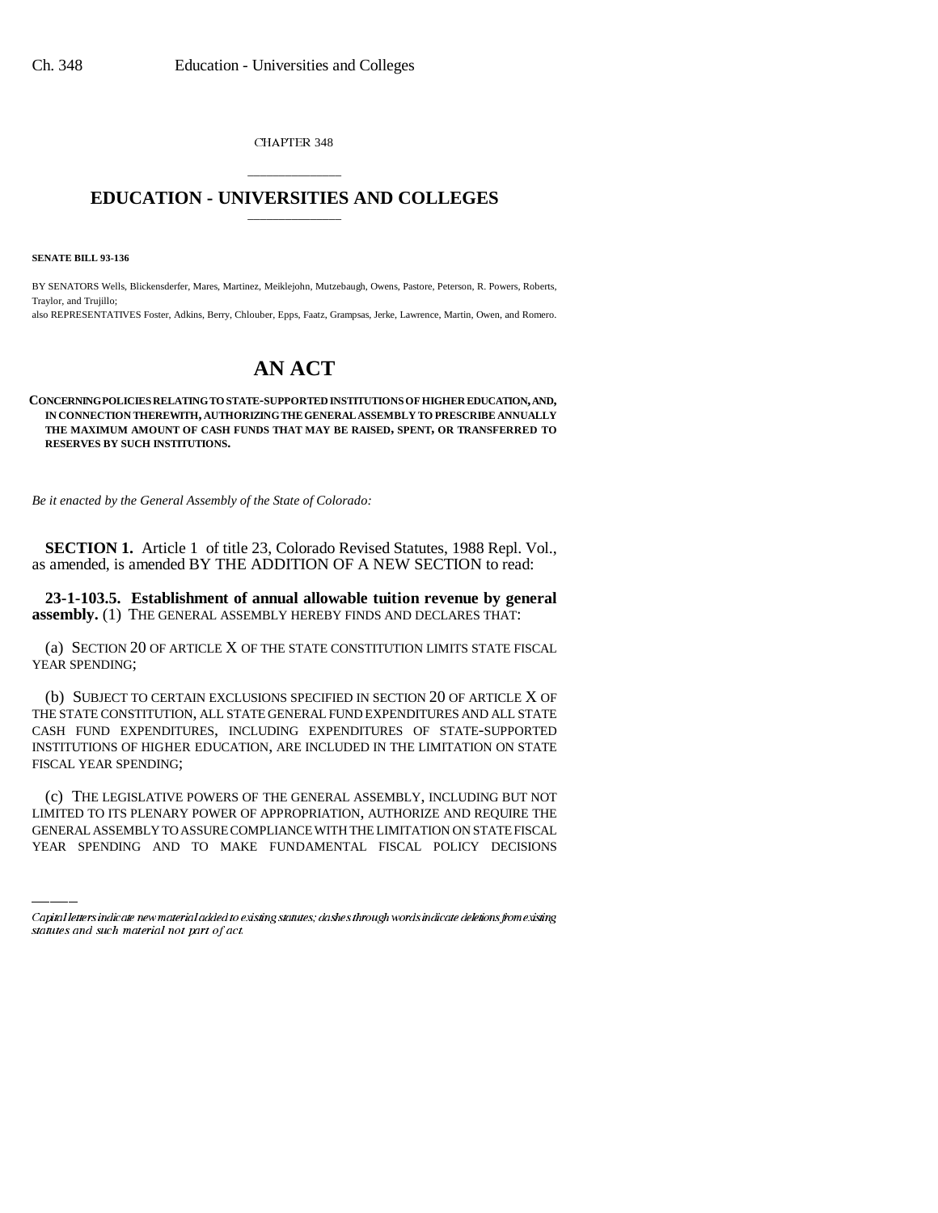CHAPTER 348

# EDUCATION - UNIVERSITIES AND COLLEGES

**SENATE BILL 93-136**

BY SENATORS Wells, Blickensderfer, Mares, Martinez, Meiklejohn, Mutzebaugh, Owens, Pastore, Peterson, R. Powers, Roberts, Traylor, and Trujillo;
also REPRESENTATIVES Foster, Adkins, Berry, Chlouber, Epps, Faatz, Grampsas, Jerke, Lawrence, Martin, Owen, and Romero.

# AN ACT

**CONCERNING POLICIES RELATING TO STATE-SUPPORTED INSTITUTIONS OF HIGHER EDUCATION, AND, IN CONNECTION THEREWITH, AUTHORIZING THE GENERAL ASSEMBLY TO PRESCRIBE ANNUALLY THE MAXIMUM AMOUNT OF CASH FUNDS THAT MAY BE RAISED, SPENT, OR TRANSFERRED TO RESERVES BY SUCH INSTITUTIONS.**

*Be it enacted by the General Assembly of the State of Colorado:*

**SECTION 1.** Article 1 of title 23, Colorado Revised Statutes, 1988 Repl. Vol., as amended, is amended BY THE ADDITION OF A NEW SECTION to read:

**23-1-103.5. Establishment of annual allowable tuition revenue by general assembly.** (1) THE GENERAL ASSEMBLY HEREBY FINDS AND DECLARES THAT:

(a) SECTION 20 OF ARTICLE X OF THE STATE CONSTITUTION LIMITS STATE FISCAL YEAR SPENDING;

(b) SUBJECT TO CERTAIN EXCLUSIONS SPECIFIED IN SECTION 20 OF ARTICLE X OF THE STATE CONSTITUTION, ALL STATE GENERAL FUND EXPENDITURES AND ALL STATE CASH FUND EXPENDITURES, INCLUDING EXPENDITURES OF STATE-SUPPORTED INSTITUTIONS OF HIGHER EDUCATION, ARE INCLUDED IN THE LIMITATION ON STATE FISCAL YEAR SPENDING;

(c) THE LEGISLATIVE POWERS OF THE GENERAL ASSEMBLY, INCLUDING BUT NOT LIMITED TO ITS PLENARY POWER OF APPROPRIATION, AUTHORIZE AND REQUIRE THE GENERAL ASSEMBLY TO ASSURE COMPLIANCE WITH THE LIMITATION ON STATE FISCAL YEAR SPENDING AND TO MAKE FUNDAMENTAL FISCAL POLICY DECISIONS

Capital letters indicate new material added to existing statutes; dashes through words indicate deletions from existing statutes and such material not part of act.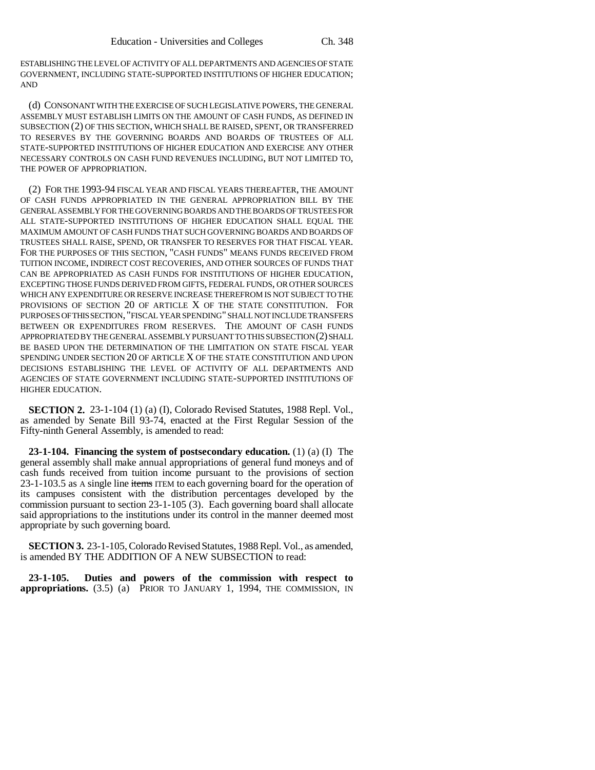ESTABLISHING THE LEVEL OF ACTIVITY OF ALL DEPARTMENTS AND AGENCIES OF STATE GOVERNMENT, INCLUDING STATE-SUPPORTED INSTITUTIONS OF HIGHER EDUCATION; AND

(d) CONSONANT WITH THE EXERCISE OF SUCH LEGISLATIVE POWERS, THE GENERAL ASSEMBLY MUST ESTABLISH LIMITS ON THE AMOUNT OF CASH FUNDS, AS DEFINED IN SUBSECTION (2) OF THIS SECTION, WHICH SHALL BE RAISED, SPENT, OR TRANSFERRED TO RESERVES BY THE GOVERNING BOARDS AND BOARDS OF TRUSTEES OF ALL STATE-SUPPORTED INSTITUTIONS OF HIGHER EDUCATION AND EXERCISE ANY OTHER NECESSARY CONTROLS ON CASH FUND REVENUES INCLUDING, BUT NOT LIMITED TO, THE POWER OF APPROPRIATION.

(2) FOR THE 1993-94 FISCAL YEAR AND FISCAL YEARS THEREAFTER, THE AMOUNT OF CASH FUNDS APPROPRIATED IN THE GENERAL APPROPRIATION BILL BY THE GENERAL ASSEMBLY FOR THE GOVERNING BOARDS AND THE BOARDS OF TRUSTEES FOR ALL STATE-SUPPORTED INSTITUTIONS OF HIGHER EDUCATION SHALL EQUAL THE MAXIMUM AMOUNT OF CASH FUNDS THAT SUCH GOVERNING BOARDS AND BOARDS OF TRUSTEES SHALL RAISE, SPEND, OR TRANSFER TO RESERVES FOR THAT FISCAL YEAR. FOR THE PURPOSES OF THIS SECTION, "CASH FUNDS" MEANS FUNDS RECEIVED FROM TUITION INCOME, INDIRECT COST RECOVERIES, AND OTHER SOURCES OF FUNDS THAT CAN BE APPROPRIATED AS CASH FUNDS FOR INSTITUTIONS OF HIGHER EDUCATION, EXCEPTING THOSE FUNDS DERIVED FROM GIFTS, FEDERAL FUNDS, OR OTHER SOURCES WHICH ANY EXPENDITURE OR RESERVE INCREASE THEREFROM IS NOT SUBJECT TO THE PROVISIONS OF SECTION 20 OF ARTICLE X OF THE STATE CONSTITUTION. FOR PURPOSES OF THIS SECTION, "FISCAL YEAR SPENDING" SHALL NOT INCLUDE TRANSFERS BETWEEN OR EXPENDITURES FROM RESERVES. THE AMOUNT OF CASH FUNDS APPROPRIATED BY THE GENERAL ASSEMBLY PURSUANT TO THIS SUBSECTION (2) SHALL BE BASED UPON THE DETERMINATION OF THE LIMITATION ON STATE FISCAL YEAR SPENDING UNDER SECTION 20 OF ARTICLE X OF THE STATE CONSTITUTION AND UPON DECISIONS ESTABLISHING THE LEVEL OF ACTIVITY OF ALL DEPARTMENTS AND AGENCIES OF STATE GOVERNMENT INCLUDING STATE-SUPPORTED INSTITUTIONS OF HIGHER EDUCATION.

**SECTION 2.** 23-1-104 (1) (a) (I), Colorado Revised Statutes, 1988 Repl. Vol., as amended by Senate Bill 93-74, enacted at the First Regular Session of the Fifty-ninth General Assembly, is amended to read:

**23-1-104. Financing the system of postsecondary education.** (1) (a) (I) The general assembly shall make annual appropriations of general fund moneys and of cash funds received from tuition income pursuant to the provisions of section 23-1-103.5 as A single line ~~items~~ ITEM to each governing board for the operation of its campuses consistent with the distribution percentages developed by the commission pursuant to section 23-1-105 (3). Each governing board shall allocate said appropriations to the institutions under its control in the manner deemed most appropriate by such governing board.

**SECTION 3.** 23-1-105, Colorado Revised Statutes, 1988 Repl. Vol., as amended, is amended BY THE ADDITION OF A NEW SUBSECTION to read:

**23-1-105. Duties and powers of the commission with respect to appropriations.** (3.5) (a) PRIOR TO JANUARY 1, 1994, THE COMMISSION, IN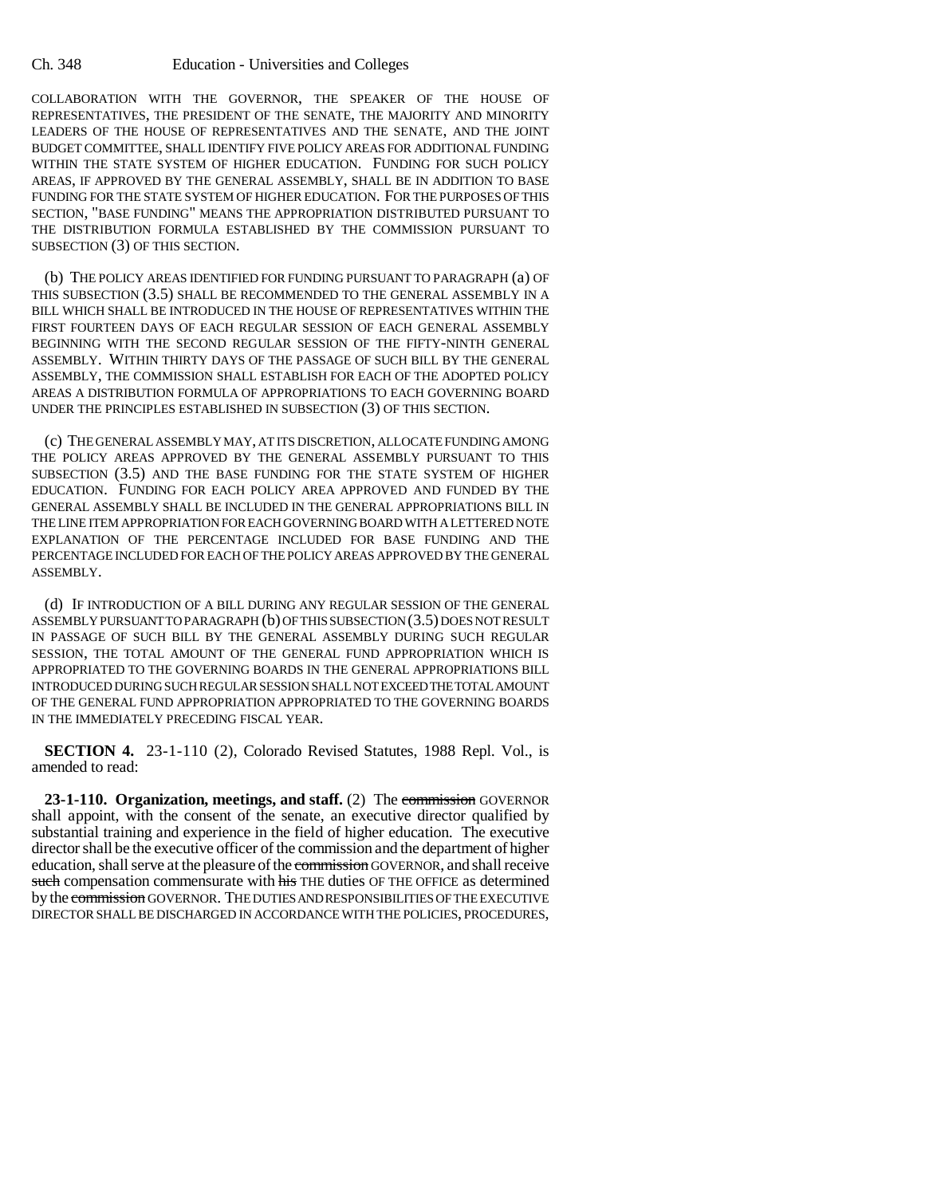COLLABORATION WITH THE GOVERNOR, THE SPEAKER OF THE HOUSE OF REPRESENTATIVES, THE PRESIDENT OF THE SENATE, THE MAJORITY AND MINORITY LEADERS OF THE HOUSE OF REPRESENTATIVES AND THE SENATE, AND THE JOINT BUDGET COMMITTEE, SHALL IDENTIFY FIVE POLICY AREAS FOR ADDITIONAL FUNDING WITHIN THE STATE SYSTEM OF HIGHER EDUCATION. FUNDING FOR SUCH POLICY AREAS, IF APPROVED BY THE GENERAL ASSEMBLY, SHALL BE IN ADDITION TO BASE FUNDING FOR THE STATE SYSTEM OF HIGHER EDUCATION. FOR THE PURPOSES OF THIS SECTION, "BASE FUNDING" MEANS THE APPROPRIATION DISTRIBUTED PURSUANT TO THE DISTRIBUTION FORMULA ESTABLISHED BY THE COMMISSION PURSUANT TO SUBSECTION (3) OF THIS SECTION.

(b) THE POLICY AREAS IDENTIFIED FOR FUNDING PURSUANT TO PARAGRAPH (a) OF THIS SUBSECTION (3.5) SHALL BE RECOMMENDED TO THE GENERAL ASSEMBLY IN A BILL WHICH SHALL BE INTRODUCED IN THE HOUSE OF REPRESENTATIVES WITHIN THE FIRST FOURTEEN DAYS OF EACH REGULAR SESSION OF EACH GENERAL ASSEMBLY BEGINNING WITH THE SECOND REGULAR SESSION OF THE FIFTY-NINTH GENERAL ASSEMBLY. WITHIN THIRTY DAYS OF THE PASSAGE OF SUCH BILL BY THE GENERAL ASSEMBLY, THE COMMISSION SHALL ESTABLISH FOR EACH OF THE ADOPTED POLICY AREAS A DISTRIBUTION FORMULA OF APPROPRIATIONS TO EACH GOVERNING BOARD UNDER THE PRINCIPLES ESTABLISHED IN SUBSECTION (3) OF THIS SECTION.

(c) THE GENERAL ASSEMBLY MAY, AT ITS DISCRETION, ALLOCATE FUNDING AMONG THE POLICY AREAS APPROVED BY THE GENERAL ASSEMBLY PURSUANT TO THIS SUBSECTION (3.5) AND THE BASE FUNDING FOR THE STATE SYSTEM OF HIGHER EDUCATION. FUNDING FOR EACH POLICY AREA APPROVED AND FUNDED BY THE GENERAL ASSEMBLY SHALL BE INCLUDED IN THE GENERAL APPROPRIATIONS BILL IN THE LINE ITEM APPROPRIATION FOR EACH GOVERNING BOARD WITH A LETTERED NOTE EXPLANATION OF THE PERCENTAGE INCLUDED FOR BASE FUNDING AND THE PERCENTAGE INCLUDED FOR EACH OF THE POLICY AREAS APPROVED BY THE GENERAL ASSEMBLY.

(d) IF INTRODUCTION OF A BILL DURING ANY REGULAR SESSION OF THE GENERAL ASSEMBLY PURSUANT TO PARAGRAPH (b) OF THIS SUBSECTION (3.5) DOES NOT RESULT IN PASSAGE OF SUCH BILL BY THE GENERAL ASSEMBLY DURING SUCH REGULAR SESSION, THE TOTAL AMOUNT OF THE GENERAL FUND APPROPRIATION WHICH IS APPROPRIATED TO THE GOVERNING BOARDS IN THE GENERAL APPROPRIATIONS BILL INTRODUCED DURING SUCH REGULAR SESSION SHALL NOT EXCEED THE TOTAL AMOUNT OF THE GENERAL FUND APPROPRIATION APPROPRIATED TO THE GOVERNING BOARDS IN THE IMMEDIATELY PRECEDING FISCAL YEAR.

**SECTION 4.** 23-1-110 (2), Colorado Revised Statutes, 1988 Repl. Vol., is amended to read:

**23-1-110. Organization, meetings, and staff.** (2) The ~~commission~~ GOVERNOR shall appoint, with the consent of the senate, an executive director qualified by substantial training and experience in the field of higher education. The executive director shall be the executive officer of the commission and the department of higher education, shall serve at the pleasure of the ~~commission~~ GOVERNOR, and shall receive ~~such~~ compensation commensurate with ~~his~~ THE duties OF THE OFFICE as determined by the ~~commission~~ GOVERNOR. THE DUTIES AND RESPONSIBILITIES OF THE EXECUTIVE DIRECTOR SHALL BE DISCHARGED IN ACCORDANCE WITH THE POLICIES, PROCEDURES,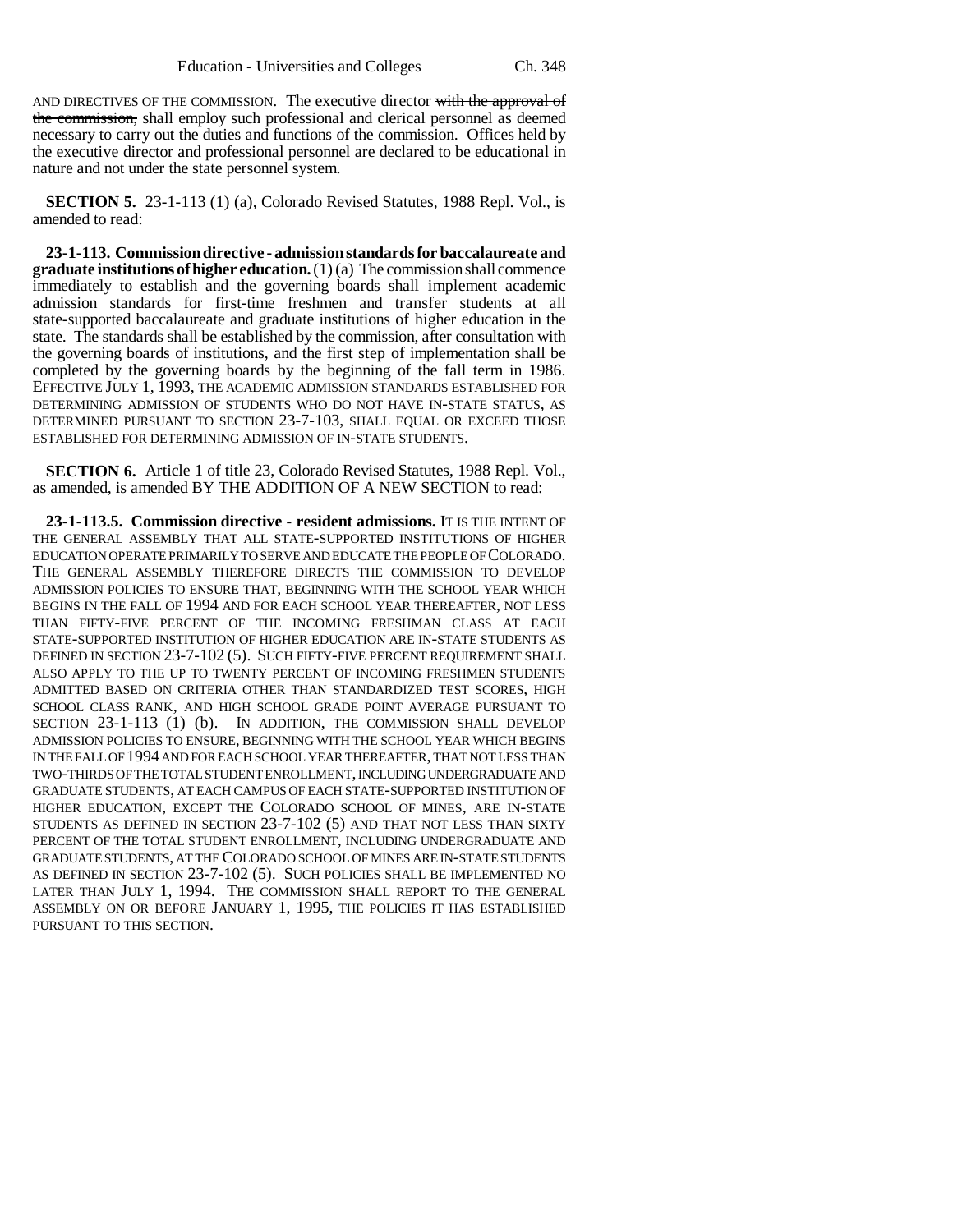AND DIRECTIVES OF THE COMMISSION. The executive director ~~with the approval of the commission,~~ shall employ such professional and clerical personnel as deemed necessary to carry out the duties and functions of the commission. Offices held by the executive director and professional personnel are declared to be educational in nature and not under the state personnel system.

**SECTION 5.** 23-1-113 (1) (a), Colorado Revised Statutes, 1988 Repl. Vol., is amended to read:

**23-1-113. Commission directive - admission standards for baccalaureate and graduate institutions of higher education.** (1) (a) The commission shall commence immediately to establish and the governing boards shall implement academic admission standards for first-time freshmen and transfer students at all state-supported baccalaureate and graduate institutions of higher education in the state. The standards shall be established by the commission, after consultation with the governing boards of institutions, and the first step of implementation shall be completed by the governing boards by the beginning of the fall term in 1986. EFFECTIVE JULY 1, 1993, THE ACADEMIC ADMISSION STANDARDS ESTABLISHED FOR DETERMINING ADMISSION OF STUDENTS WHO DO NOT HAVE IN-STATE STATUS, AS DETERMINED PURSUANT TO SECTION 23-7-103, SHALL EQUAL OR EXCEED THOSE ESTABLISHED FOR DETERMINING ADMISSION OF IN-STATE STUDENTS.

**SECTION 6.** Article 1 of title 23, Colorado Revised Statutes, 1988 Repl. Vol., as amended, is amended BY THE ADDITION OF A NEW SECTION to read:

**23-1-113.5. Commission directive - resident admissions.** IT IS THE INTENT OF THE GENERAL ASSEMBLY THAT ALL STATE-SUPPORTED INSTITUTIONS OF HIGHER EDUCATION OPERATE PRIMARILY TO SERVE AND EDUCATE THE PEOPLE OF COLORADO. THE GENERAL ASSEMBLY THEREFORE DIRECTS THE COMMISSION TO DEVELOP ADMISSION POLICIES TO ENSURE THAT, BEGINNING WITH THE SCHOOL YEAR WHICH BEGINS IN THE FALL OF 1994 AND FOR EACH SCHOOL YEAR THEREAFTER, NOT LESS THAN FIFTY-FIVE PERCENT OF THE INCOMING FRESHMAN CLASS AT EACH STATE-SUPPORTED INSTITUTION OF HIGHER EDUCATION ARE IN-STATE STUDENTS AS DEFINED IN SECTION 23-7-102 (5). SUCH FIFTY-FIVE PERCENT REQUIREMENT SHALL ALSO APPLY TO THE UP TO TWENTY PERCENT OF INCOMING FRESHMEN STUDENTS ADMITTED BASED ON CRITERIA OTHER THAN STANDARDIZED TEST SCORES, HIGH SCHOOL CLASS RANK, AND HIGH SCHOOL GRADE POINT AVERAGE PURSUANT TO SECTION 23-1-113 (1) (b). IN ADDITION, THE COMMISSION SHALL DEVELOP ADMISSION POLICIES TO ENSURE, BEGINNING WITH THE SCHOOL YEAR WHICH BEGINS IN THE FALL OF 1994 AND FOR EACH SCHOOL YEAR THEREAFTER, THAT NOT LESS THAN TWO-THIRDS OF THE TOTAL STUDENT ENROLLMENT, INCLUDING UNDERGRADUATE AND GRADUATE STUDENTS, AT EACH CAMPUS OF EACH STATE-SUPPORTED INSTITUTION OF HIGHER EDUCATION, EXCEPT THE COLORADO SCHOOL OF MINES, ARE IN-STATE STUDENTS AS DEFINED IN SECTION 23-7-102 (5) AND THAT NOT LESS THAN SIXTY PERCENT OF THE TOTAL STUDENT ENROLLMENT, INCLUDING UNDERGRADUATE AND GRADUATE STUDENTS, AT THE COLORADO SCHOOL OF MINES ARE IN-STATE STUDENTS AS DEFINED IN SECTION 23-7-102 (5). SUCH POLICIES SHALL BE IMPLEMENTED NO LATER THAN JULY 1, 1994. THE COMMISSION SHALL REPORT TO THE GENERAL ASSEMBLY ON OR BEFORE JANUARY 1, 1995, THE POLICIES IT HAS ESTABLISHED PURSUANT TO THIS SECTION.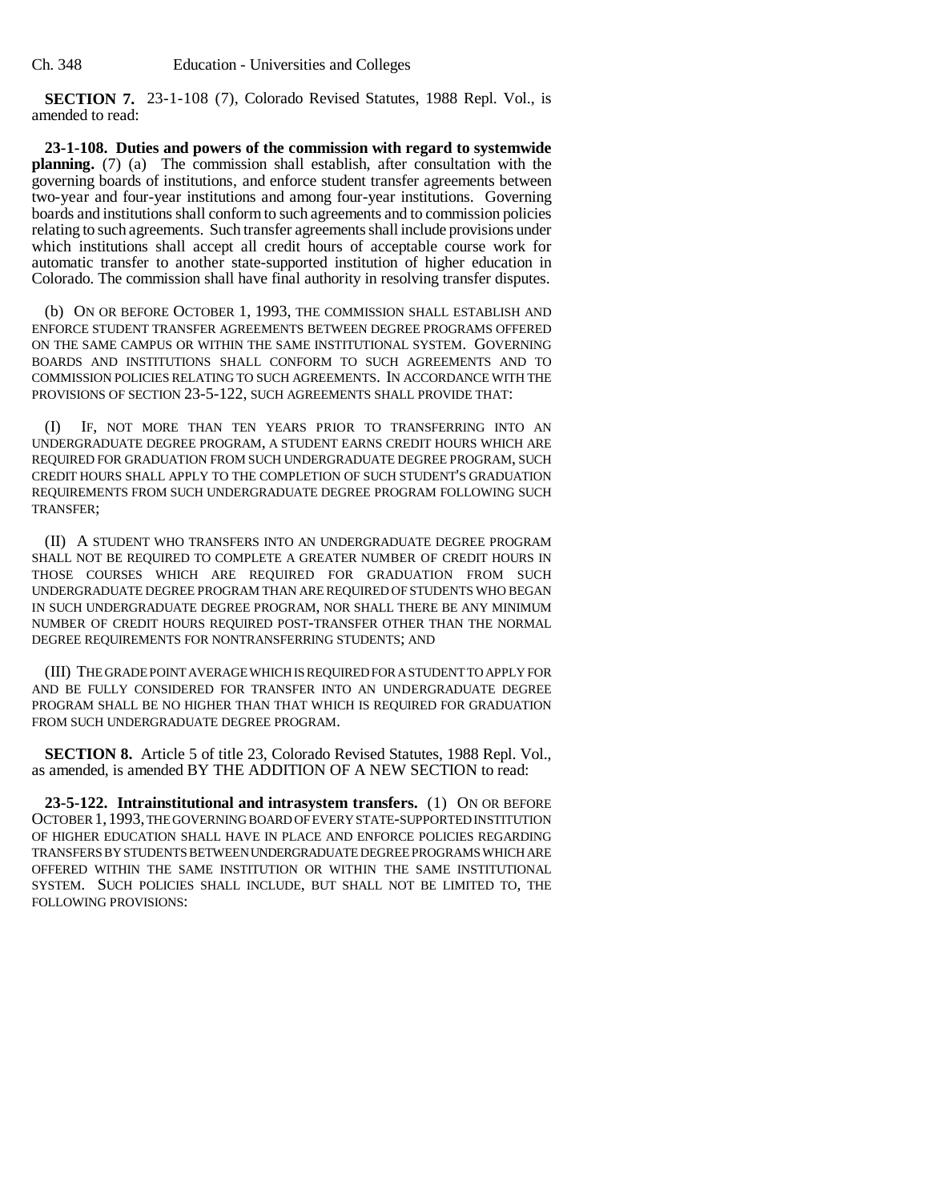**SECTION 7.** 23-1-108 (7), Colorado Revised Statutes, 1988 Repl. Vol., is amended to read:

**23-1-108. Duties and powers of the commission with regard to systemwide planning.** (7) (a) The commission shall establish, after consultation with the governing boards of institutions, and enforce student transfer agreements between two-year and four-year institutions and among four-year institutions. Governing boards and institutions shall conform to such agreements and to commission policies relating to such agreements. Such transfer agreements shall include provisions under which institutions shall accept all credit hours of acceptable course work for automatic transfer to another state-supported institution of higher education in Colorado. The commission shall have final authority in resolving transfer disputes.

(b) ON OR BEFORE OCTOBER 1, 1993, THE COMMISSION SHALL ESTABLISH AND ENFORCE STUDENT TRANSFER AGREEMENTS BETWEEN DEGREE PROGRAMS OFFERED ON THE SAME CAMPUS OR WITHIN THE SAME INSTITUTIONAL SYSTEM. GOVERNING BOARDS AND INSTITUTIONS SHALL CONFORM TO SUCH AGREEMENTS AND TO COMMISSION POLICIES RELATING TO SUCH AGREEMENTS. IN ACCORDANCE WITH THE PROVISIONS OF SECTION 23-5-122, SUCH AGREEMENTS SHALL PROVIDE THAT:

(I) IF, NOT MORE THAN TEN YEARS PRIOR TO TRANSFERRING INTO AN UNDERGRADUATE DEGREE PROGRAM, A STUDENT EARNS CREDIT HOURS WHICH ARE REQUIRED FOR GRADUATION FROM SUCH UNDERGRADUATE DEGREE PROGRAM, SUCH CREDIT HOURS SHALL APPLY TO THE COMPLETION OF SUCH STUDENT'S GRADUATION REQUIREMENTS FROM SUCH UNDERGRADUATE DEGREE PROGRAM FOLLOWING SUCH TRANSFER;

(II) A STUDENT WHO TRANSFERS INTO AN UNDERGRADUATE DEGREE PROGRAM SHALL NOT BE REQUIRED TO COMPLETE A GREATER NUMBER OF CREDIT HOURS IN THOSE COURSES WHICH ARE REQUIRED FOR GRADUATION FROM SUCH UNDERGRADUATE DEGREE PROGRAM THAN ARE REQUIRED OF STUDENTS WHO BEGAN IN SUCH UNDERGRADUATE DEGREE PROGRAM, NOR SHALL THERE BE ANY MINIMUM NUMBER OF CREDIT HOURS REQUIRED POST-TRANSFER OTHER THAN THE NORMAL DEGREE REQUIREMENTS FOR NONTRANSFERRING STUDENTS; AND

(III) THE GRADE POINT AVERAGE WHICH IS REQUIRED FOR A STUDENT TO APPLY FOR AND BE FULLY CONSIDERED FOR TRANSFER INTO AN UNDERGRADUATE DEGREE PROGRAM SHALL BE NO HIGHER THAN THAT WHICH IS REQUIRED FOR GRADUATION FROM SUCH UNDERGRADUATE DEGREE PROGRAM.

**SECTION 8.** Article 5 of title 23, Colorado Revised Statutes, 1988 Repl. Vol., as amended, is amended BY THE ADDITION OF A NEW SECTION to read:

**23-5-122. Intrainstitutional and intrasystem transfers.** (1) ON OR BEFORE OCTOBER 1, 1993, THE GOVERNING BOARD OF EVERY STATE-SUPPORTED INSTITUTION OF HIGHER EDUCATION SHALL HAVE IN PLACE AND ENFORCE POLICIES REGARDING TRANSFERS BY STUDENTS BETWEEN UNDERGRADUATE DEGREE PROGRAMS WHICH ARE OFFERED WITHIN THE SAME INSTITUTION OR WITHIN THE SAME INSTITUTIONAL SYSTEM. SUCH POLICIES SHALL INCLUDE, BUT SHALL NOT BE LIMITED TO, THE FOLLOWING PROVISIONS: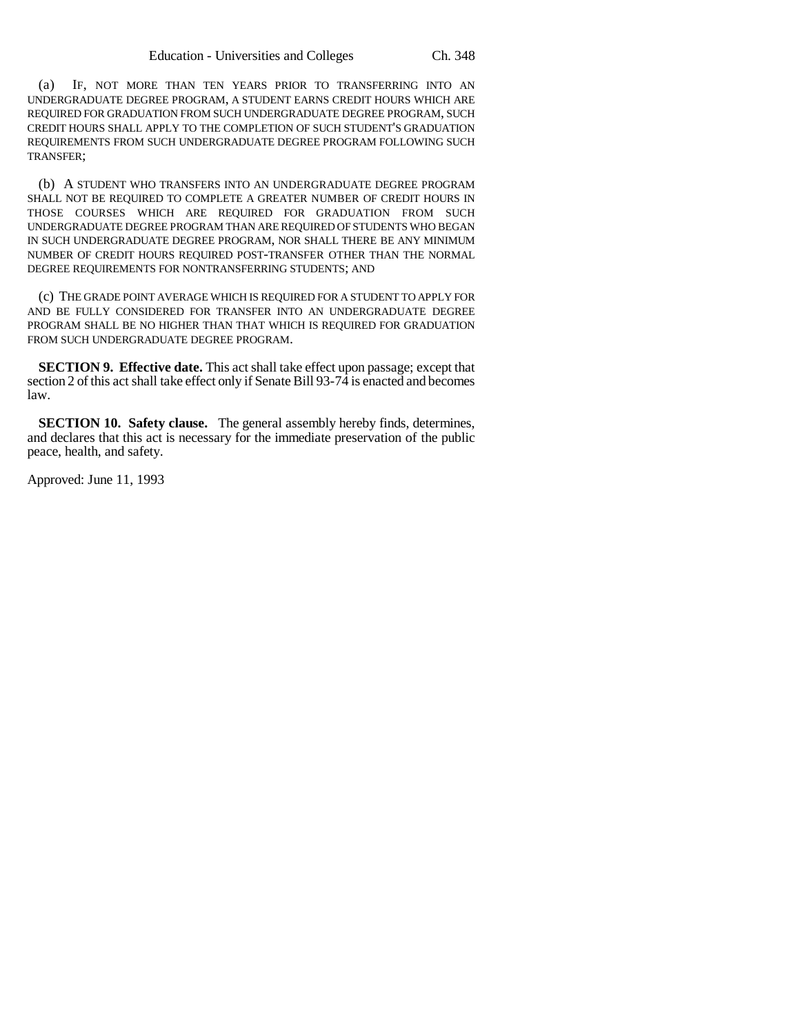(a) IF, NOT MORE THAN TEN YEARS PRIOR TO TRANSFERRING INTO AN UNDERGRADUATE DEGREE PROGRAM, A STUDENT EARNS CREDIT HOURS WHICH ARE REQUIRED FOR GRADUATION FROM SUCH UNDERGRADUATE DEGREE PROGRAM, SUCH CREDIT HOURS SHALL APPLY TO THE COMPLETION OF SUCH STUDENT'S GRADUATION REQUIREMENTS FROM SUCH UNDERGRADUATE DEGREE PROGRAM FOLLOWING SUCH TRANSFER;

(b) A STUDENT WHO TRANSFERS INTO AN UNDERGRADUATE DEGREE PROGRAM SHALL NOT BE REQUIRED TO COMPLETE A GREATER NUMBER OF CREDIT HOURS IN THOSE COURSES WHICH ARE REQUIRED FOR GRADUATION FROM SUCH UNDERGRADUATE DEGREE PROGRAM THAN ARE REQUIRED OF STUDENTS WHO BEGAN IN SUCH UNDERGRADUATE DEGREE PROGRAM, NOR SHALL THERE BE ANY MINIMUM NUMBER OF CREDIT HOURS REQUIRED POST-TRANSFER OTHER THAN THE NORMAL DEGREE REQUIREMENTS FOR NONTRANSFERRING STUDENTS; AND

(c) THE GRADE POINT AVERAGE WHICH IS REQUIRED FOR A STUDENT TO APPLY FOR AND BE FULLY CONSIDERED FOR TRANSFER INTO AN UNDERGRADUATE DEGREE PROGRAM SHALL BE NO HIGHER THAN THAT WHICH IS REQUIRED FOR GRADUATION FROM SUCH UNDERGRADUATE DEGREE PROGRAM.

**SECTION 9. Effective date.** This act shall take effect upon passage; except that section 2 of this act shall take effect only if Senate Bill 93-74 is enacted and becomes law.

**SECTION 10. Safety clause.** The general assembly hereby finds, determines, and declares that this act is necessary for the immediate preservation of the public peace, health, and safety.

Approved: June 11, 1993